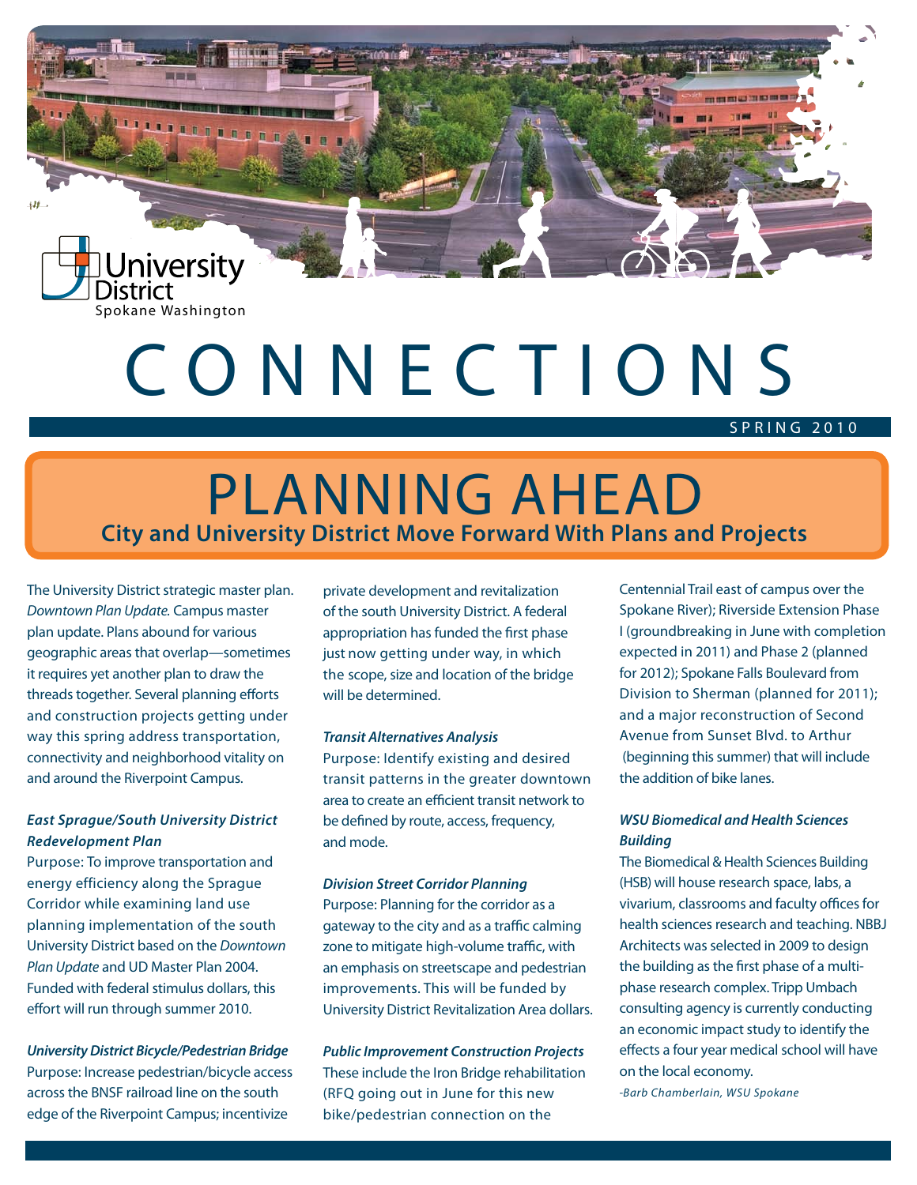University District
Spokane Washington

# CONNECTIONS

SPRING 2010

## PLANNING AHEAD

**City and University District Move Forward With Plans and Projects**

The University District strategic master plan. *Downtown Plan Update.* Campus master plan update. Plans abound for various geographic areas that overlap—sometimes it requires yet another plan to draw the threads together. Several planning efforts and construction projects getting under way this spring address transportation, connectivity and neighborhood vitality on and around the Riverpoint Campus.

***East Sprague/South University District Redevelopment Plan***

Purpose: To improve transportation and energy efficiency along the Sprague Corridor while examining land use planning implementation of the south University District based on the *Downtown Plan Update* and UD Master Plan 2004. Funded with federal stimulus dollars, this effort will run through summer 2010.

***University District Bicycle/Pedestrian Bridge***

Purpose: Increase pedestrian/bicycle access across the BNSF railroad line on the south edge of the Riverpoint Campus; incentivize private development and revitalization of the south University District. A federal appropriation has funded the first phase just now getting under way, in which the scope, size and location of the bridge will be determined.

***Transit Alternatives Analysis***

Purpose: Identify existing and desired transit patterns in the greater downtown area to create an efficient transit network to be defined by route, access, frequency, and mode.

***Division Street Corridor Planning***

Purpose: Planning for the corridor as a gateway to the city and as a traffic calming zone to mitigate high-volume traffic, with an emphasis on streetscape and pedestrian improvements. This will be funded by University District Revitalization Area dollars.

***Public Improvement Construction Projects***

These include the Iron Bridge rehabilitation (RFQ going out in June for this new bike/pedestrian connection on the Centennial Trail east of campus over the Spokane River); Riverside Extension Phase I (groundbreaking in June with completion expected in 2011) and Phase 2 (planned for 2012); Spokane Falls Boulevard from Division to Sherman (planned for 2011); and a major reconstruction of Second Avenue from Sunset Blvd. to Arthur (beginning this summer) that will include the addition of bike lanes.

***WSU Biomedical and Health Sciences Building***

The Biomedical & Health Sciences Building (HSB) will house research space, labs, a vivarium, classrooms and faculty offices for health sciences research and teaching. NBBJ Architects was selected in 2009 to design the building as the first phase of a multi-phase research complex. Tripp Umbach consulting agency is currently conducting an economic impact study to identify the effects a four year medical school will have on the local economy.

*-Barb Chamberlain, WSU Spokane*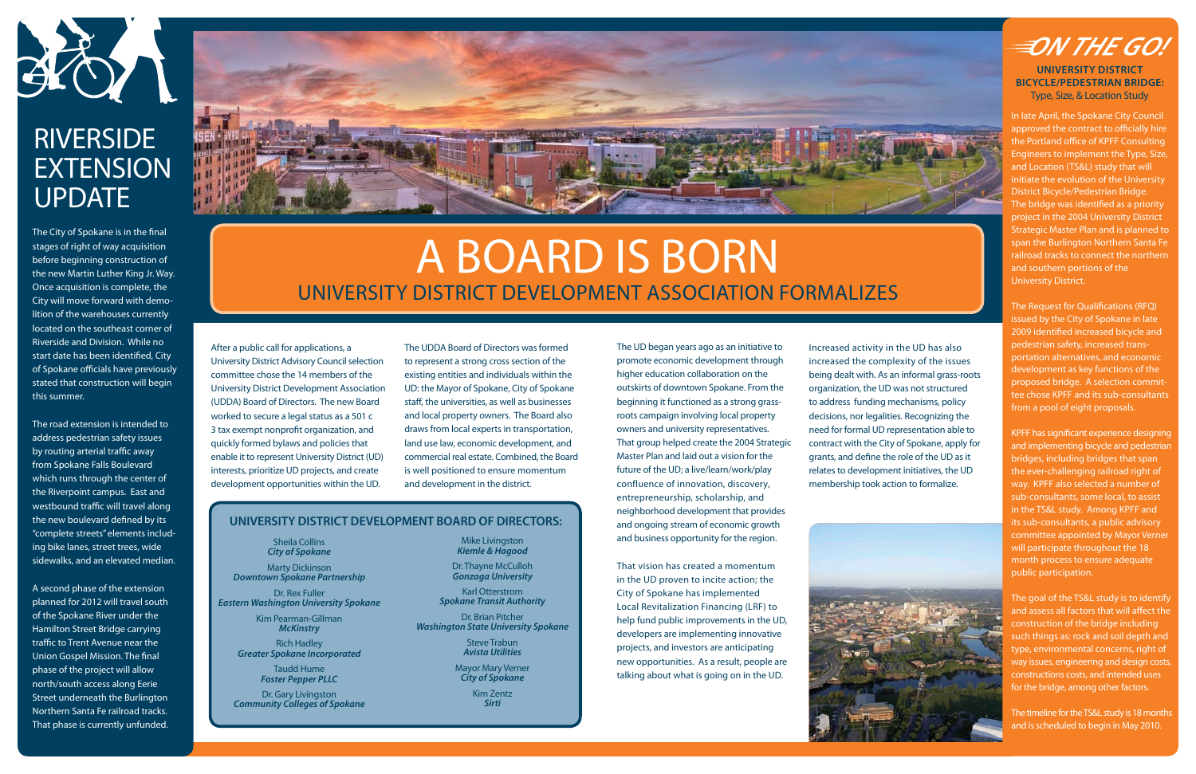# RIVERSIDE EXTENSION UPDATE

The City of Spokane is in the final stages of right of way acquisition before beginning construction of the new Martin Luther King Jr. Way. Once acquisition is complete, the City will move forward with demolition of the warehouses currently located on the southeast corner of Riverside and Division. While no start date has been identified, City of Spokane officials have previously stated that construction will begin this summer.

The road extension is intended to address pedestrian safety issues by routing arterial traffic away from Spokane Falls Boulevard which runs through the center of the Riverpoint campus. East and westbound traffic will travel along the new boulevard defined by its "complete streets" elements including bike lanes, street trees, wide sidewalks, and an elevated median.

A second phase of the extension planned for 2012 will travel south of the Spokane River under the Hamilton Street Bridge carrying traffic to Trent Avenue near the Union Gospel Mission. The final phase of the project will allow north/south access along Eerie Street underneath the Burlington Northern Santa Fe railroad tracks. That phase is currently unfunded.

# A BOARD IS BORN

## UNIVERSITY DISTRICT DEVELOPMENT ASSOCIATION FORMALIZES

After a public call for applications, a University District Advisory Council selection committee chose the 14 members of the University District Development Association (UDDA) Board of Directors. The new Board worked to secure a legal status as a 501 c 3 tax exempt nonprofit organization, and quickly formed bylaws and policies that enable it to represent University District (UD) interests, prioritize UD projects, and create development opportunities within the UD.

The UDDA Board of Directors was formed to represent a strong cross section of the existing entities and individuals within the UD: the Mayor of Spokane, City of Spokane staff, the universities, as well as businesses and local property owners. The Board also draws from local experts in transportation, land use law, economic development, and commercial real estate. Combined, the Board is well positioned to ensure momentum and development in the district.

### UNIVERSITY DISTRICT DEVELOPMENT BOARD OF DIRECTORS:

Sheila Collins
***City of Spokane***

Marty Dickinson
***Downtown Spokane Partnership***

Dr. Rex Fuller
***Eastern Washington University Spokane***

Kim Pearman-Gillman
***McKinstry***

Rich Hadley
***Greater Spokane Incorporated***

Taudd Hume
***Foster Pepper PLLC***

Dr. Gary Livingston
***Community Colleges of Spokane***

Mike Livingston
***Kiemle & Hagood***

Dr. Thayne McCulloh
***Gonzaga University***

Karl Otterstrom
***Spokane Transit Authority***

Dr. Brian Pitcher
***Washington State University Spokane***

Steve Trabun
***Avista Utilities***

Mayor Mary Verner
***City of Spokane***

Kim Zentz
***Sirti***

The UD began years ago as an initiative to promote economic development through higher education collaboration on the outskirts of downtown Spokane. From the beginning it functioned as a strong grass-roots campaign involving local property owners and university representatives. That group helped create the 2004 Strategic Master Plan and laid out a vision for the future of the UD; a live/learn/work/play confluence of innovation, discovery, entrepreneurship, scholarship, and neighborhood development that provides and ongoing stream of economic growth and business opportunity for the region.

That vision has created a momentum in the UD proven to incite action; the City of Spokane has implemented Local Revitalization Financing (LRF) to help fund public improvements in the UD, developers are implementing innovative projects, and investors are anticipating new opportunities. As a result, people are talking about what is going on in the UD.

Increased activity in the UD has also increased the complexity of the issues being dealt with. As an informal grass-roots organization, the UD was not structured to address funding mechanisms, policy decisions, nor legalities. Recognizing the need for formal UD representation able to contract with the City of Spokane, apply for grants, and define the role of the UD as it relates to development initiatives, the UD membership took action to formalize.

# ON THE GO!

### UNIVERSITY DISTRICT BICYCLE/PEDESTRIAN BRIDGE:

Type, Size, & Location Study

In late April, the Spokane City Council approved the contract to officially hire the Portland office of KPFF Consulting Engineers to implement the Type, Size, and Location (TS&L) study that will initiate the evolution of the University District Bicycle/Pedestrian Bridge. The bridge was identified as a priority project in the 2004 University District Strategic Master Plan and is planned to span the Burlington Northern Santa Fe railroad tracks to connect the northern and southern portions of the University District.

The Request for Qualifications (RFQ) issued by the City of Spokane in late 2009 identified increased bicycle and pedestrian safety, increased transportation alternatives, and economic development as key functions of the proposed bridge. A selection committee chose KPFF and its sub-consultants from a pool of eight proposals.

KPFF has significant experience designing and implementing bicycle and pedestrian bridges, including bridges that span the ever-challenging railroad right of way. KPFF also selected a number of sub-consultants, some local, to assist in the TS&L study. Among KPFF and its sub-consultants, a public advisory committee appointed by Mayor Verner will participate throughout the 18 month process to ensure adequate public participation.

The goal of the TS&L study is to identify and assess all factors that will affect the construction of the bridge including such things as: rock and soil depth and type, environmental concerns, right of way issues, engineering and design costs, constructions costs, and intended uses for the bridge, among other factors.

The timeline for the TS&L study is 18 months and is scheduled to begin in May 2010.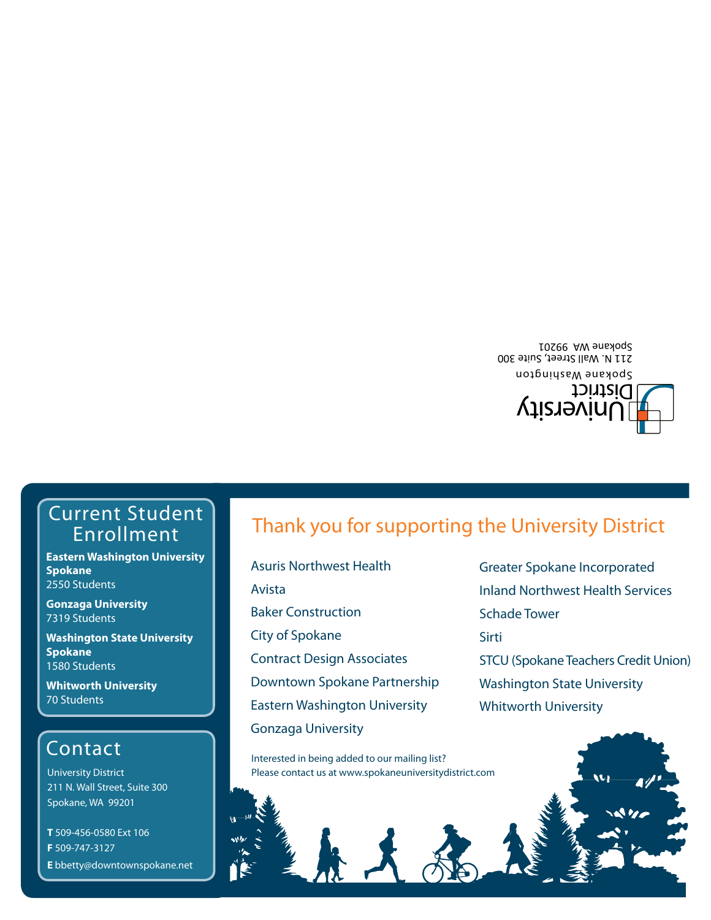University District
Spokane Washington
211 N. Wall Street, Suite 300
Spokane WA 99201

## Current Student Enrollment

**Eastern Washington University Spokane**
2550 Students

**Gonzaga University**
7319 Students

**Washington State University Spokane**
1580 Students

**Whitworth University**
70 Students

## Contact

University District
211 N. Wall Street, Suite 300
Spokane, WA 99201

**T** 509-456-0580 Ext 106
**F** 509-747-3127
**E** bbetty@downtownspokane.net

## Thank you for supporting the University District

- Asuris Northwest Health
- Avista
- Baker Construction
- City of Spokane
- Contract Design Associates
- Downtown Spokane Partnership
- Eastern Washington University
- Gonzaga University
- Greater Spokane Incorporated
- Inland Northwest Health Services
- Schade Tower
- Sirti
- STCU (Spokane Teachers Credit Union)
- Washington State University
- Whitworth University

Interested in being added to our mailing list?
Please contact us at www.spokaneuniversitydistrict.com